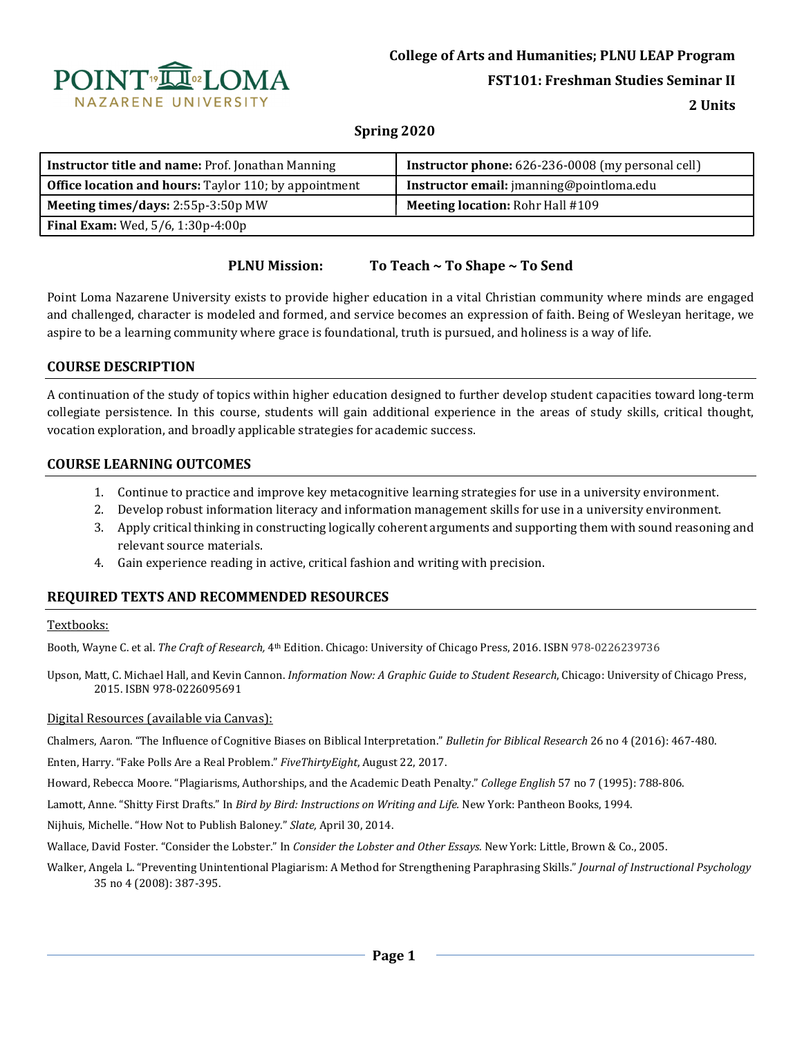College of Arts and Humanities; PLNU LEAP Program

**FST101: Freshman Studies Seminar II**

**2 Units**

**Spring 2020**

| **Instructor title and name:** Prof. Jonathan Manning | **Instructor phone:** 626-236-0008 (my personal cell) |
|---|---|
| **Office location and hours:** Taylor 110; by appointment | **Instructor email:** jmanning@pointloma.edu |
| **Meeting times/days:** 2:55p-3:50p MW | **Meeting location:** Rohr Hall #109 |
| **Final Exam:** Wed, 5/6, 1:30p-4:00p | |

**PLNU Mission: To Teach ~ To Shape ~ To Send**

Point Loma Nazarene University exists to provide higher education in a vital Christian community where minds are engaged and challenged, character is modeled and formed, and service becomes an expression of faith. Being of Wesleyan heritage, we aspire to be a learning community where grace is foundational, truth is pursued, and holiness is a way of life.

## COURSE DESCRIPTION

A continuation of the study of topics within higher education designed to further develop student capacities toward long-term collegiate persistence. In this course, students will gain additional experience in the areas of study skills, critical thought, vocation exploration, and broadly applicable strategies for academic success.

## COURSE LEARNING OUTCOMES

1. Continue to practice and improve key metacognitive learning strategies for use in a university environment.
2. Develop robust information literacy and information management skills for use in a university environment.
3. Apply critical thinking in constructing logically coherent arguments and supporting them with sound reasoning and relevant source materials.
4. Gain experience reading in active, critical fashion and writing with precision.

## REQUIRED TEXTS AND RECOMMENDED RESOURCES

Textbooks:

Booth, Wayne C. et al. *The Craft of Research,* 4th Edition. Chicago: University of Chicago Press, 2016. ISBN 978-0226239736

Upson, Matt, C. Michael Hall, and Kevin Cannon. *Information Now: A Graphic Guide to Student Research*, Chicago: University of Chicago Press, 2015. ISBN 978-0226095691

Digital Resources (available via Canvas):

Chalmers, Aaron. "The Influence of Cognitive Biases on Biblical Interpretation." *Bulletin for Biblical Research* 26 no 4 (2016): 467-480.

Enten, Harry. "Fake Polls Are a Real Problem." *FiveThirtyEight*, August 22, 2017.

Howard, Rebecca Moore. "Plagiarisms, Authorships, and the Academic Death Penalty." *College English* 57 no 7 (1995): 788-806.

Lamott, Anne. "Shitty First Drafts." In *Bird by Bird: Instructions on Writing and Life.* New York: Pantheon Books, 1994.

Nijhuis, Michelle. "How Not to Publish Baloney." *Slate,* April 30, 2014.

Wallace, David Foster. "Consider the Lobster." In *Consider the Lobster and Other Essays.* New York: Little, Brown & Co., 2005.

Walker, Angela L. "Preventing Unintentional Plagiarism: A Method for Strengthening Paraphrasing Skills." *Journal of Instructional Psychology* 35 no 4 (2008): 387-395.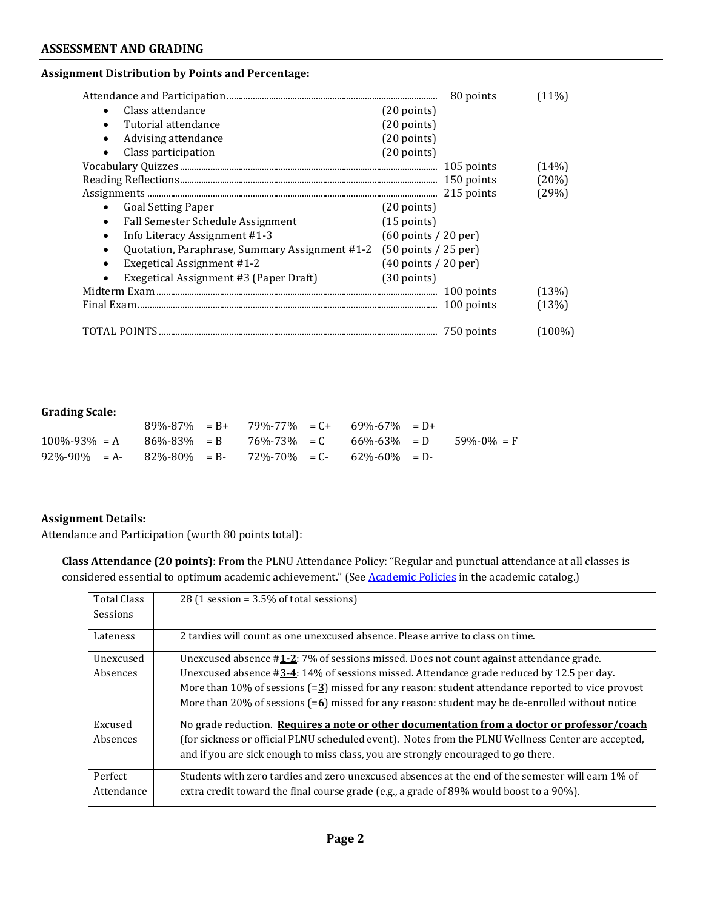## ASSESSMENT AND GRADING

**Assignment Distribution by Points and Percentage:**

| Item | Sub-points | Points | Percentage |
|---|---|---|---|
| Attendance and Participation | | 80 points | (11%) |
| • Class attendance | (20 points) | | |
| • Tutorial attendance | (20 points) | | |
| • Advising attendance | (20 points) | | |
| • Class participation | (20 points) | | |
| Vocabulary Quizzes | | 105 points | (14%) |
| Reading Reflections | | 150 points | (20%) |
| Assignments | | 215 points | (29%) |
| • Goal Setting Paper | (20 points) | | |
| • Fall Semester Schedule Assignment | (15 points) | | |
| • Info Literacy Assignment #1-3 | (60 points / 20 per) | | |
| • Quotation, Paraphrase, Summary Assignment #1-2 | (50 points / 25 per) | | |
| • Exegetical Assignment #1-2 | (40 points / 20 per) | | |
| • Exegetical Assignment #3 (Paper Draft) | (30 points) | | |
| Midterm Exam | | 100 points | (13%) |
| Final Exam | | 100 points | (13%) |
| TOTAL POINTS | | 750 points | (100%) |

**Grading Scale:**

| | | | | |
|---|---|---|---|---|
| | 89%-87% = B+ | 79%-77% = C+ | 69%-67% = D+ | |
| 100%-93% = A | 86%-83% = B | 76%-73% = C | 66%-63% = D | 59%-0% = F |
| 92%-90% = A- | 82%-80% = B- | 72%-70% = C- | 62%-60% = D- | |

**Assignment Details:**

Attendance and Participation (worth 80 points total):

**Class Attendance (20 points)**: From the PLNU Attendance Policy: "Regular and punctual attendance at all classes is considered essential to optimum academic achievement." (See Academic Policies in the academic catalog.)

| | |
|---|---|
| Total Class Sessions | 28 (1 session = 3.5% of total sessions) |
| Lateness | 2 tardies will count as one unexcused absence. Please arrive to class on time. |
| Unexcused Absences | Unexcused absence #**1-2**: 7% of sessions missed. Does not count against attendance grade.<br>Unexcused absence #**3-4**: 14% of sessions missed. Attendance grade reduced by 12.5 per day.<br>More than 10% of sessions (=**3**) missed for any reason: student attendance reported to vice provost<br>More than 20% of sessions (=**6**) missed for any reason: student may be de-enrolled without notice |
| Excused Absences | No grade reduction. **Requires a note or other documentation from a doctor or professor/coach** (for sickness or official PLNU scheduled event). Notes from the PLNU Wellness Center are accepted, and if you are sick enough to miss class, you are strongly encouraged to go there. |
| Perfect Attendance | Students with zero tardies and zero unexcused absences at the end of the semester will earn 1% of extra credit toward the final course grade (e.g., a grade of 89% would boost to a 90%). |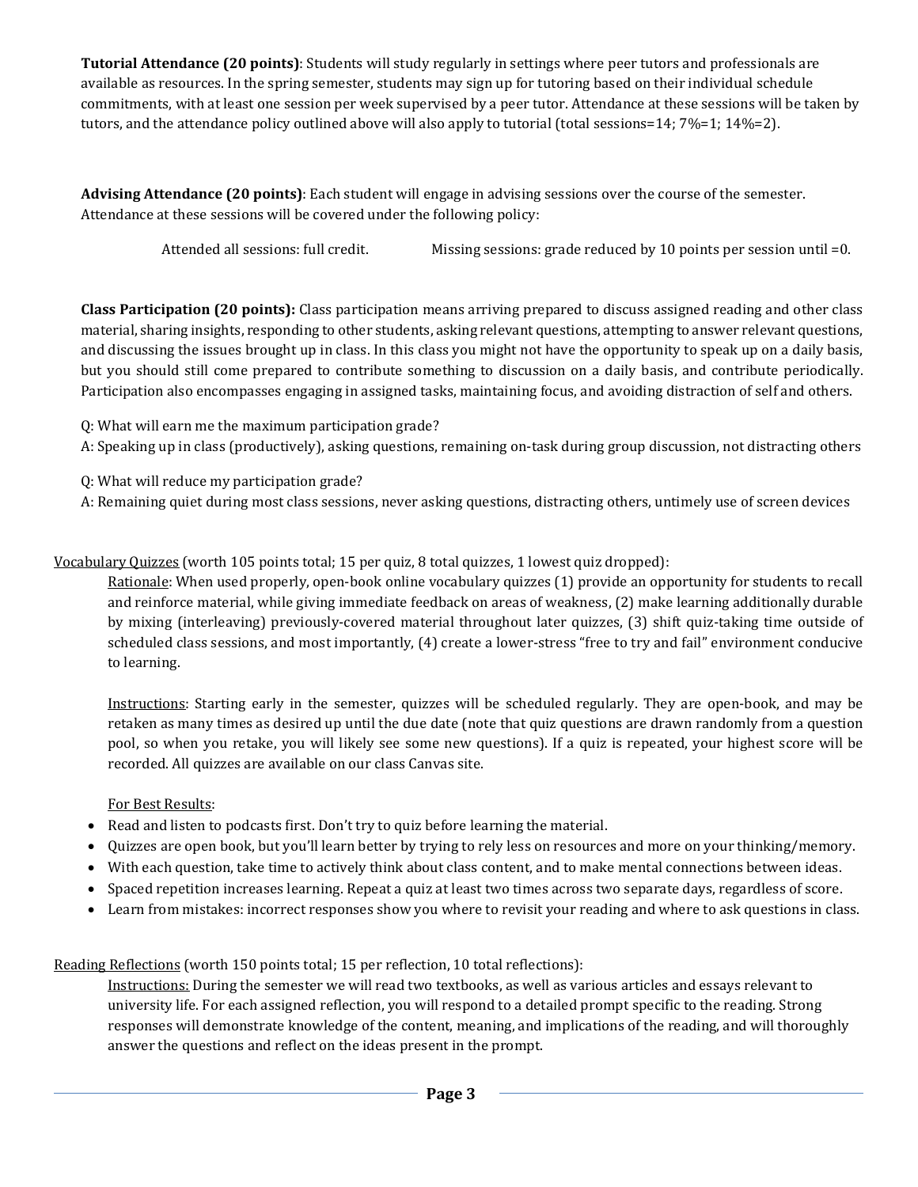**Tutorial Attendance (20 points)**: Students will study regularly in settings where peer tutors and professionals are available as resources. In the spring semester, students may sign up for tutoring based on their individual schedule commitments, with at least one session per week supervised by a peer tutor. Attendance at these sessions will be taken by tutors, and the attendance policy outlined above will also apply to tutorial (total sessions=14; 7%=1; 14%=2).

**Advising Attendance (20 points)**: Each student will engage in advising sessions over the course of the semester. Attendance at these sessions will be covered under the following policy:

Attended all sessions: full credit. Missing sessions: grade reduced by 10 points per session until =0.

**Class Participation (20 points):** Class participation means arriving prepared to discuss assigned reading and other class material, sharing insights, responding to other students, asking relevant questions, attempting to answer relevant questions, and discussing the issues brought up in class. In this class you might not have the opportunity to speak up on a daily basis, but you should still come prepared to contribute something to discussion on a daily basis, and contribute periodically. Participation also encompasses engaging in assigned tasks, maintaining focus, and avoiding distraction of self and others.

Q: What will earn me the maximum participation grade?
A: Speaking up in class (productively), asking questions, remaining on-task during group discussion, not distracting others

Q: What will reduce my participation grade?
A: Remaining quiet during most class sessions, never asking questions, distracting others, untimely use of screen devices

<u>Vocabulary Quizzes</u> (worth 105 points total; 15 per quiz, 8 total quizzes, 1 lowest quiz dropped):

<u>Rationale</u>: When used properly, open-book online vocabulary quizzes (1) provide an opportunity for students to recall and reinforce material, while giving immediate feedback on areas of weakness, (2) make learning additionally durable by mixing (interleaving) previously-covered material throughout later quizzes, (3) shift quiz-taking time outside of scheduled class sessions, and most importantly, (4) create a lower-stress "free to try and fail" environment conducive to learning.

<u>Instructions</u>: Starting early in the semester, quizzes will be scheduled regularly. They are open-book, and may be retaken as many times as desired up until the due date (note that quiz questions are drawn randomly from a question pool, so when you retake, you will likely see some new questions). If a quiz is repeated, your highest score will be recorded. All quizzes are available on our class Canvas site.

<u>For Best Results</u>:

- Read and listen to podcasts first. Don't try to quiz before learning the material.
- Quizzes are open book, but you'll learn better by trying to rely less on resources and more on your thinking/memory.
- With each question, take time to actively think about class content, and to make mental connections between ideas.
- Spaced repetition increases learning. Repeat a quiz at least two times across two separate days, regardless of score.
- Learn from mistakes: incorrect responses show you where to revisit your reading and where to ask questions in class.

<u>Reading Reflections</u> (worth 150 points total; 15 per reflection, 10 total reflections):

<u>Instructions:</u> During the semester we will read two textbooks, as well as various articles and essays relevant to university life. For each assigned reflection, you will respond to a detailed prompt specific to the reading. Strong responses will demonstrate knowledge of the content, meaning, and implications of the reading, and will thoroughly answer the questions and reflect on the ideas present in the prompt.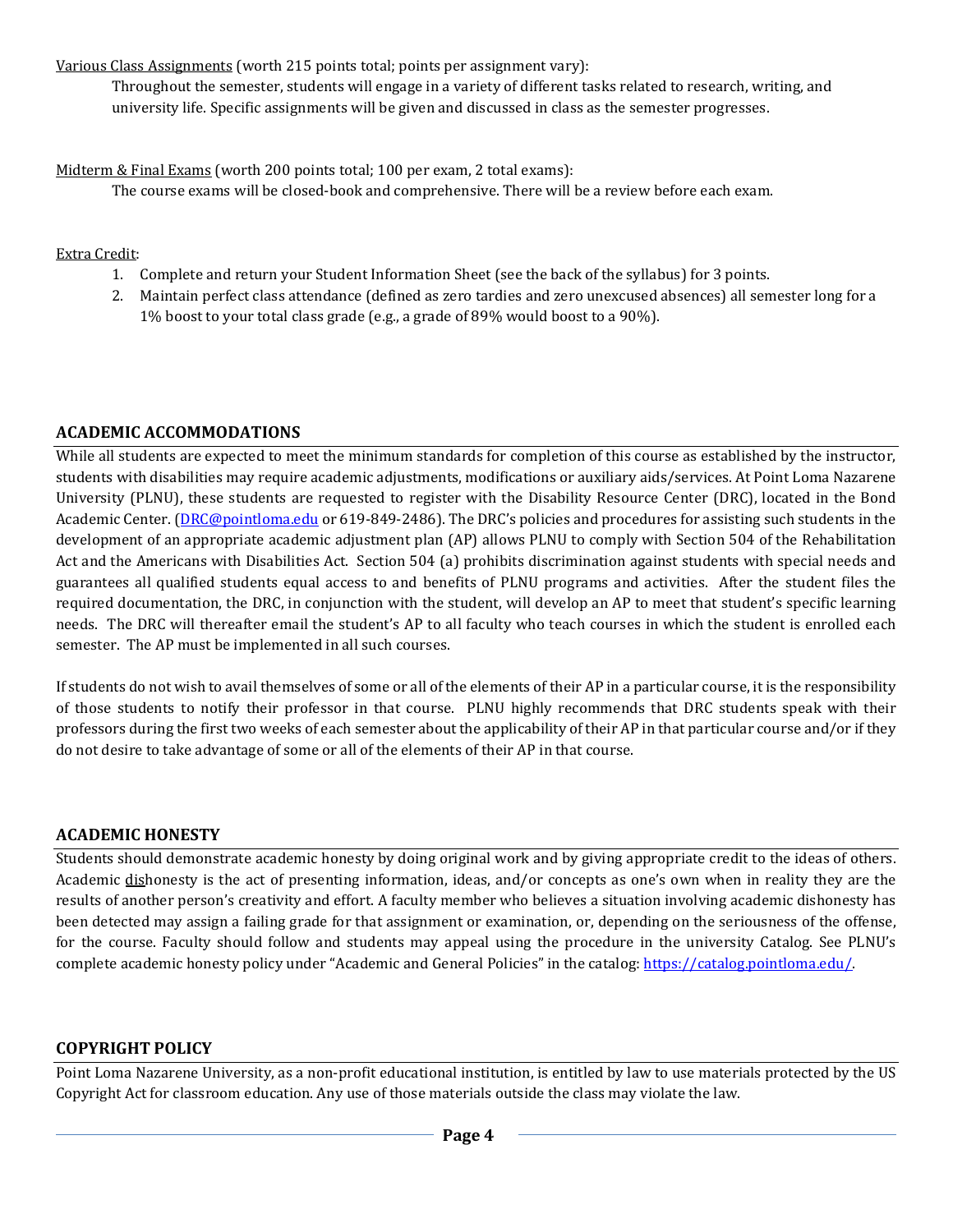<u>Various Class Assignments</u> (worth 215 points total; points per assignment vary):

Throughout the semester, students will engage in a variety of different tasks related to research, writing, and university life. Specific assignments will be given and discussed in class as the semester progresses.

<u>Midterm & Final Exams</u> (worth 200 points total; 100 per exam, 2 total exams):

The course exams will be closed-book and comprehensive. There will be a review before each exam.

<u>Extra Credit</u>:

1. Complete and return your Student Information Sheet (see the back of the syllabus) for 3 points.
2. Maintain perfect class attendance (defined as zero tardies and zero unexcused absences) all semester long for a 1% boost to your total class grade (e.g., a grade of 89% would boost to a 90%).

## ACADEMIC ACCOMMODATIONS

While all students are expected to meet the minimum standards for completion of this course as established by the instructor, students with disabilities may require academic adjustments, modifications or auxiliary aids/services. At Point Loma Nazarene University (PLNU), these students are requested to register with the Disability Resource Center (DRC), located in the Bond Academic Center. (DRC@pointloma.edu or 619-849-2486). The DRC's policies and procedures for assisting such students in the development of an appropriate academic adjustment plan (AP) allows PLNU to comply with Section 504 of the Rehabilitation Act and the Americans with Disabilities Act. Section 504 (a) prohibits discrimination against students with special needs and guarantees all qualified students equal access to and benefits of PLNU programs and activities. After the student files the required documentation, the DRC, in conjunction with the student, will develop an AP to meet that student's specific learning needs. The DRC will thereafter email the student's AP to all faculty who teach courses in which the student is enrolled each semester. The AP must be implemented in all such courses.

If students do not wish to avail themselves of some or all of the elements of their AP in a particular course, it is the responsibility of those students to notify their professor in that course. PLNU highly recommends that DRC students speak with their professors during the first two weeks of each semester about the applicability of their AP in that particular course and/or if they do not desire to take advantage of some or all of the elements of their AP in that course.

## ACADEMIC HONESTY

Students should demonstrate academic honesty by doing original work and by giving appropriate credit to the ideas of others. Academic <u>dis</u>honesty is the act of presenting information, ideas, and/or concepts as one's own when in reality they are the results of another person's creativity and effort. A faculty member who believes a situation involving academic dishonesty has been detected may assign a failing grade for that assignment or examination, or, depending on the seriousness of the offense, for the course. Faculty should follow and students may appeal using the procedure in the university Catalog. See PLNU's complete academic honesty policy under "Academic and General Policies" in the catalog: https://catalog.pointloma.edu/.

## COPYRIGHT POLICY

Point Loma Nazarene University, as a non-profit educational institution, is entitled by law to use materials protected by the US Copyright Act for classroom education. Any use of those materials outside the class may violate the law.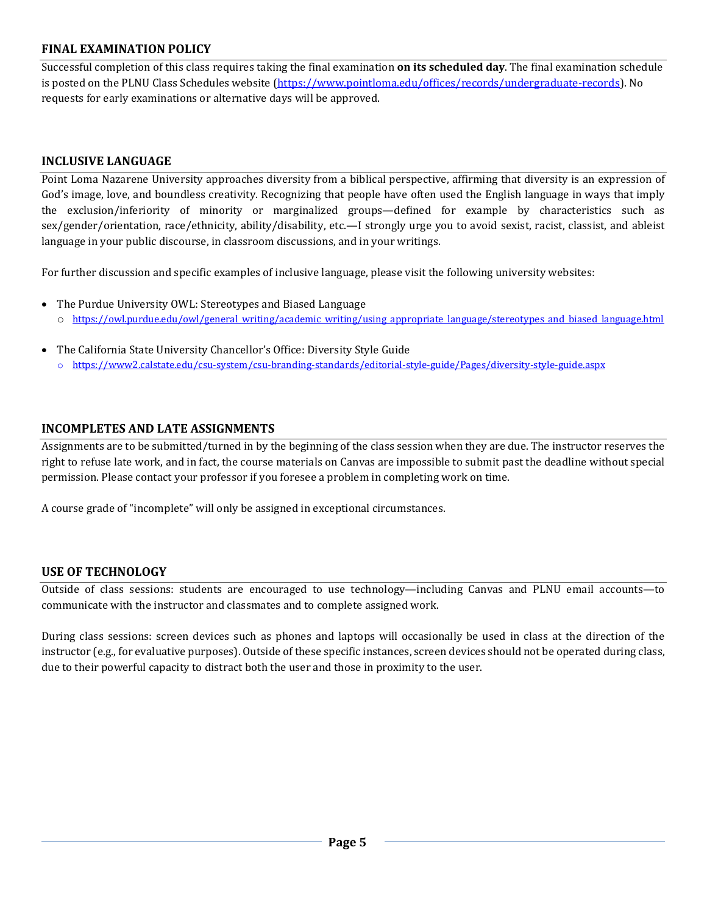## FINAL EXAMINATION POLICY

Successful completion of this class requires taking the final examination **on its scheduled day**. The final examination schedule is posted on the PLNU Class Schedules website (https://www.pointloma.edu/offices/records/undergraduate-records). No requests for early examinations or alternative days will be approved.

## INCLUSIVE LANGUAGE

Point Loma Nazarene University approaches diversity from a biblical perspective, affirming that diversity is an expression of God's image, love, and boundless creativity. Recognizing that people have often used the English language in ways that imply the exclusion/inferiority of minority or marginalized groups—defined for example by characteristics such as sex/gender/orientation, race/ethnicity, ability/disability, etc.—I strongly urge you to avoid sexist, racist, classist, and ableist language in your public discourse, in classroom discussions, and in your writings.

For further discussion and specific examples of inclusive language, please visit the following university websites:

- The Purdue University OWL: Stereotypes and Biased Language
  - https://owl.purdue.edu/owl/general_writing/academic_writing/using_appropriate_language/stereotypes_and_biased_language.html
- The California State University Chancellor's Office: Diversity Style Guide
  - https://www2.calstate.edu/csu-system/csu-branding-standards/editorial-style-guide/Pages/diversity-style-guide.aspx

## INCOMPLETES AND LATE ASSIGNMENTS

Assignments are to be submitted/turned in by the beginning of the class session when they are due. The instructor reserves the right to refuse late work, and in fact, the course materials on Canvas are impossible to submit past the deadline without special permission. Please contact your professor if you foresee a problem in completing work on time.

A course grade of "incomplete" will only be assigned in exceptional circumstances.

## USE OF TECHNOLOGY

Outside of class sessions: students are encouraged to use technology—including Canvas and PLNU email accounts—to communicate with the instructor and classmates and to complete assigned work.

During class sessions: screen devices such as phones and laptops will occasionally be used in class at the direction of the instructor (e.g., for evaluative purposes). Outside of these specific instances, screen devices should not be operated during class, due to their powerful capacity to distract both the user and those in proximity to the user.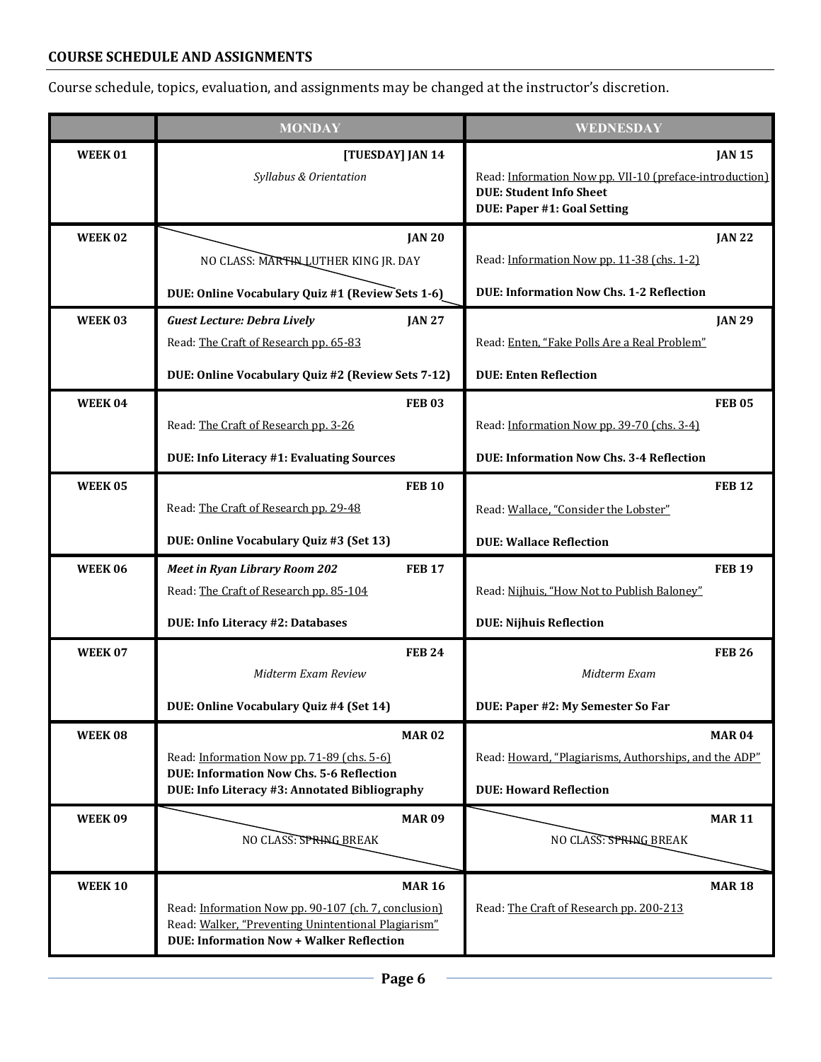**COURSE SCHEDULE AND ASSIGNMENTS**

Course schedule, topics, evaluation, and assignments may be changed at the instructor's discretion.

| | MONDAY | WEDNESDAY |
|---|---|---|
| **WEEK 01** | **[TUESDAY] JAN 14**<br>*Syllabus & Orientation* | **JAN 15**<br>Read: Information Now pp. VII-10 (preface-introduction)<br>**DUE: Student Info Sheet**<br>**DUE: Paper #1: Goal Setting** |
| **WEEK 02** | **JAN 20**<br>NO CLASS: MARTIN LUTHER KING JR. DAY<br>**DUE: Online Vocabulary Quiz #1 (Review Sets 1-6)** | **JAN 22**<br>Read: Information Now pp. 11-38 (chs. 1-2)<br>**DUE: Information Now Chs. 1-2 Reflection** |
| **WEEK 03** | ***Guest Lecture: Debra Lively*** **JAN 27**<br>Read: The Craft of Research pp. 65-83<br>**DUE: Online Vocabulary Quiz #2 (Review Sets 7-12)** | **JAN 29**<br>Read: Enten, "Fake Polls Are a Real Problem"<br>**DUE: Enten Reflection** |
| **WEEK 04** | **FEB 03**<br>Read: The Craft of Research pp. 3-26<br>**DUE: Info Literacy #1: Evaluating Sources** | **FEB 05**<br>Read: Information Now pp. 39-70 (chs. 3-4)<br>**DUE: Information Now Chs. 3-4 Reflection** |
| **WEEK 05** | **FEB 10**<br>Read: The Craft of Research pp. 29-48<br>**DUE: Online Vocabulary Quiz #3 (Set 13)** | **FEB 12**<br>Read: Wallace, "Consider the Lobster"<br>**DUE: Wallace Reflection** |
| **WEEK 06** | ***Meet in Ryan Library Room 202*** **FEB 17**<br>Read: The Craft of Research pp. 85-104<br>**DUE: Info Literacy #2: Databases** | **FEB 19**<br>Read: Nijhuis, "How Not to Publish Baloney"<br>**DUE: Nijhuis Reflection** |
| **WEEK 07** | **FEB 24**<br>*Midterm Exam Review*<br>**DUE: Online Vocabulary Quiz #4 (Set 14)** | **FEB 26**<br>*Midterm Exam*<br>**DUE: Paper #2: My Semester So Far** |
| **WEEK 08** | **MAR 02**<br>Read: Information Now pp. 71-89 (chs. 5-6)<br>**DUE: Information Now Chs. 5-6 Reflection**<br>**DUE: Info Literacy #3: Annotated Bibliography** | **MAR 04**<br>Read: Howard, "Plagiarisms, Authorships, and the ADP"<br>**DUE: Howard Reflection** |
| **WEEK 09** | **MAR 09**<br>NO CLASS: SPRING BREAK | **MAR 11**<br>NO CLASS: SPRING BREAK |
| **WEEK 10** | **MAR 16**<br>Read: Information Now pp. 90-107 (ch. 7, conclusion)<br>Read: Walker, "Preventing Unintentional Plagiarism"<br>**DUE: Information Now + Walker Reflection** | **MAR 18**<br>Read: The Craft of Research pp. 200-213 |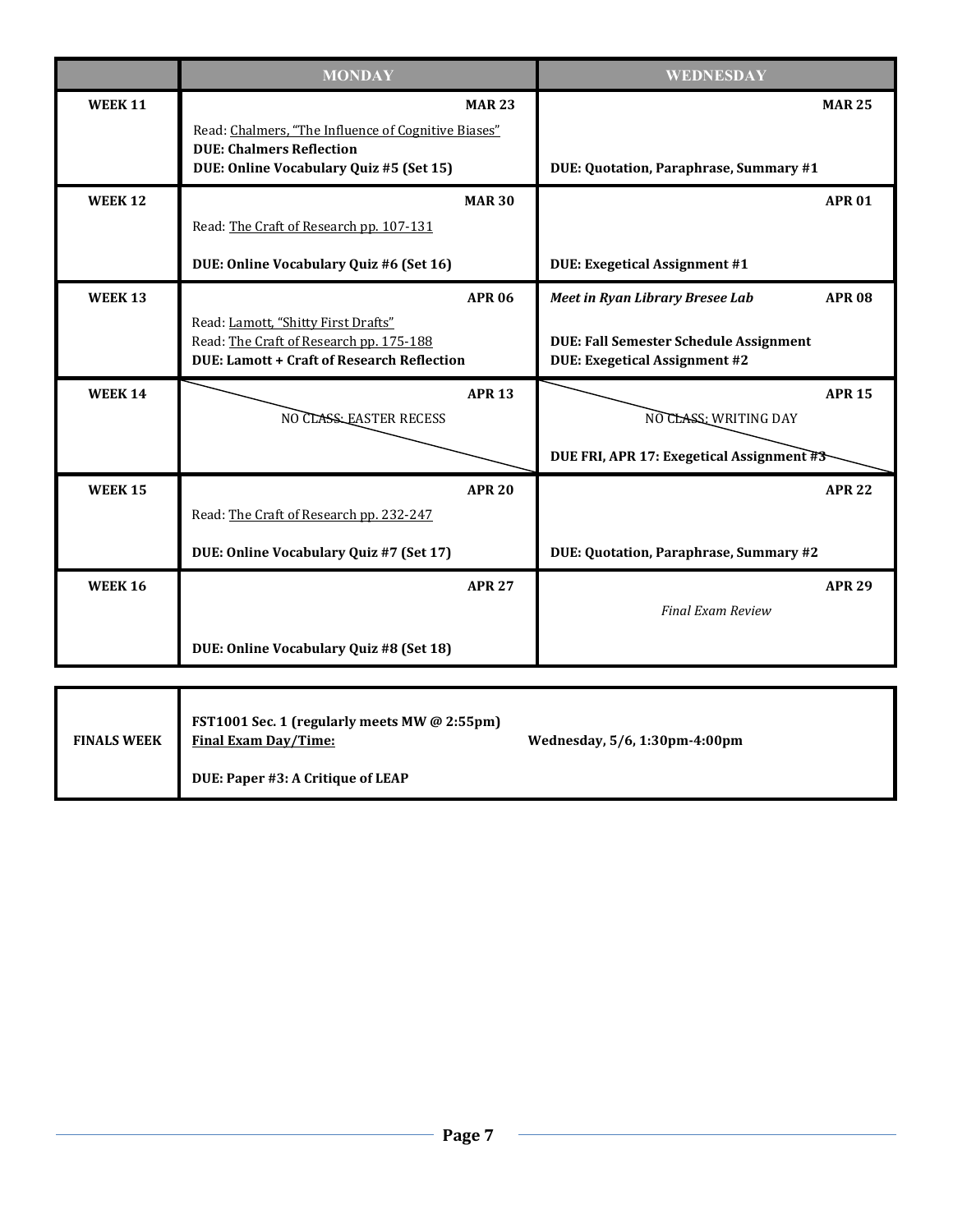| | MONDAY | WEDNESDAY |
|---|---|---|
| **WEEK 11** | **MAR 23**<br>Read: Chalmers, "The Influence of Cognitive Biases"<br>**DUE: Chalmers Reflection**<br>**DUE: Online Vocabulary Quiz #5 (Set 15)** | **MAR 25**<br>**DUE: Quotation, Paraphrase, Summary #1** |
| **WEEK 12** | **MAR 30**<br>Read: The Craft of Research pp. 107-131<br>**DUE: Online Vocabulary Quiz #6 (Set 16)** | **APR 01**<br>**DUE: Exegetical Assignment #1** |
| **WEEK 13** | **APR 06**<br>Read: Lamott, "Shitty First Drafts"<br>Read: The Craft of Research pp. 175-188<br>**DUE: Lamott + Craft of Research Reflection** | ***Meet in Ryan Library Bresee Lab*** **APR 08**<br>**DUE: Fall Semester Schedule Assignment**<br>**DUE: Exegetical Assignment #2** |
| **WEEK 14** | **APR 13**<br>NO CLASS: EASTER RECESS | **APR 15**<br>NO CLASS: WRITING DAY<br>**DUE FRI, APR 17: Exegetical Assignment #3** |
| **WEEK 15** | **APR 20**<br>Read: The Craft of Research pp. 232-247<br>**DUE: Online Vocabulary Quiz #7 (Set 17)** | **APR 22**<br>**DUE: Quotation, Paraphrase, Summary #2** |
| **WEEK 16** | **APR 27**<br>**DUE: Online Vocabulary Quiz #8 (Set 18)** | **APR 29**<br>*Final Exam Review* |

| | | |
|---|---|---|
| **FINALS WEEK** | **FST1001 Sec. 1 (regularly meets MW @ 2:55pm)**<br>**Final Exam Day/Time:**<br>**DUE: Paper #3: A Critique of LEAP** | **Wednesday, 5/6, 1:30pm-4:00pm** |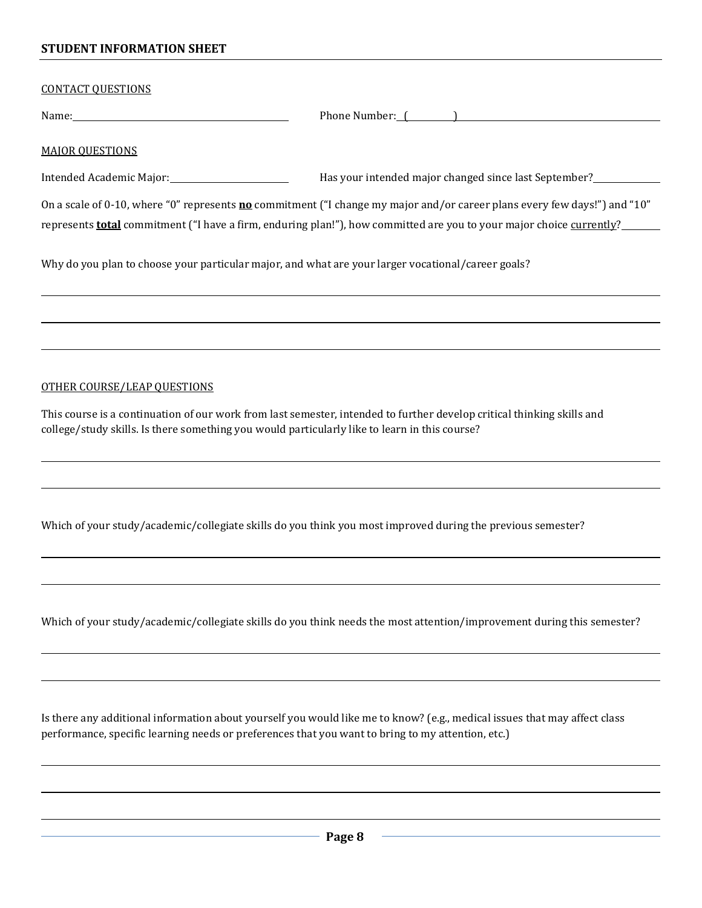## STUDENT INFORMATION SHEET

CONTACT QUESTIONS

Name: ______________________________ Phone Number: (          ) ______________________________

MAJOR QUESTIONS

Intended Academic Major: __________________ Has your intended major changed since last September? __________

On a scale of 0-10, where "0" represents **no** commitment ("I change my major and/or career plans every few days!") and "10" represents **total** commitment ("I have a firm, enduring plan!"), how committed are you to your major choice currently? ______

Why do you plan to choose your particular major, and what are your larger vocational/career goals?

_______________________________________________________________________________

_______________________________________________________________________________

_______________________________________________________________________________

OTHER COURSE/LEAP QUESTIONS

This course is a continuation of our work from last semester, intended to further develop critical thinking skills and college/study skills. Is there something you would particularly like to learn in this course?

_______________________________________________________________________________

_______________________________________________________________________________

Which of your study/academic/collegiate skills do you think you most improved during the previous semester?

_______________________________________________________________________________

_______________________________________________________________________________

Which of your study/academic/collegiate skills do you think needs the most attention/improvement during this semester?

_______________________________________________________________________________

_______________________________________________________________________________

Is there any additional information about yourself you would like me to know? (e.g., medical issues that may affect class performance, specific learning needs or preferences that you want to bring to my attention, etc.)

_______________________________________________________________________________

_______________________________________________________________________________

_______________________________________________________________________________